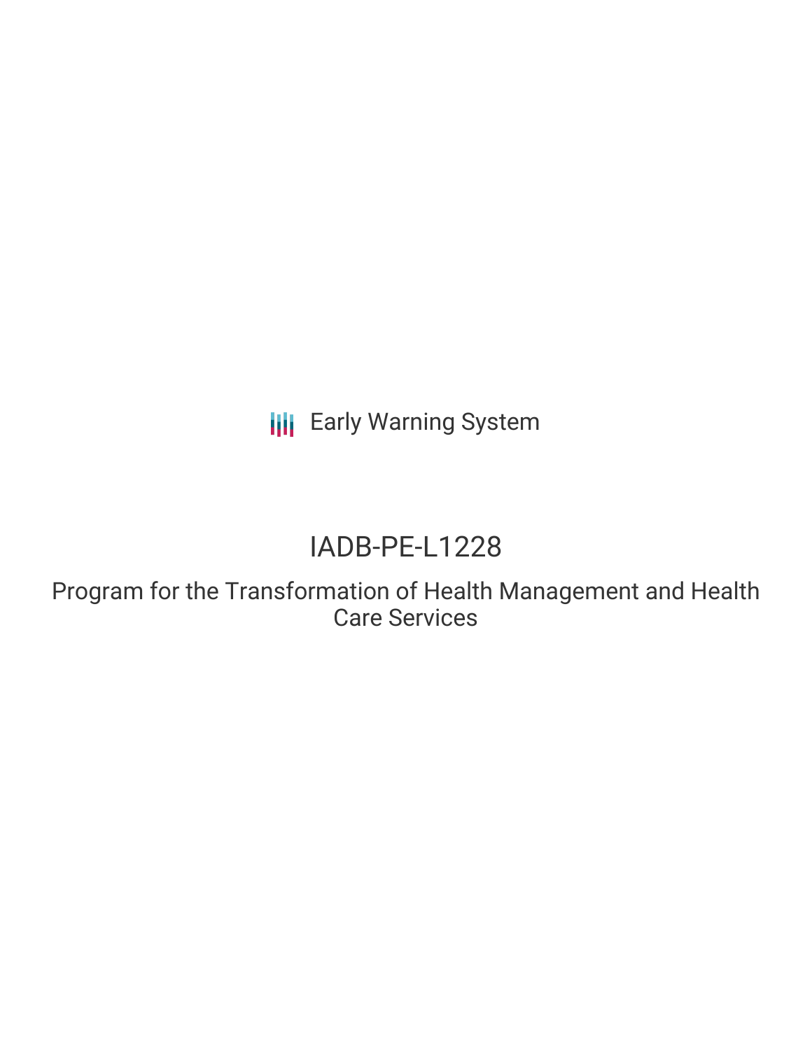Early Warning System

# IADB-PE-L1228

## Program for the Transformation of Health Management and Health Care Services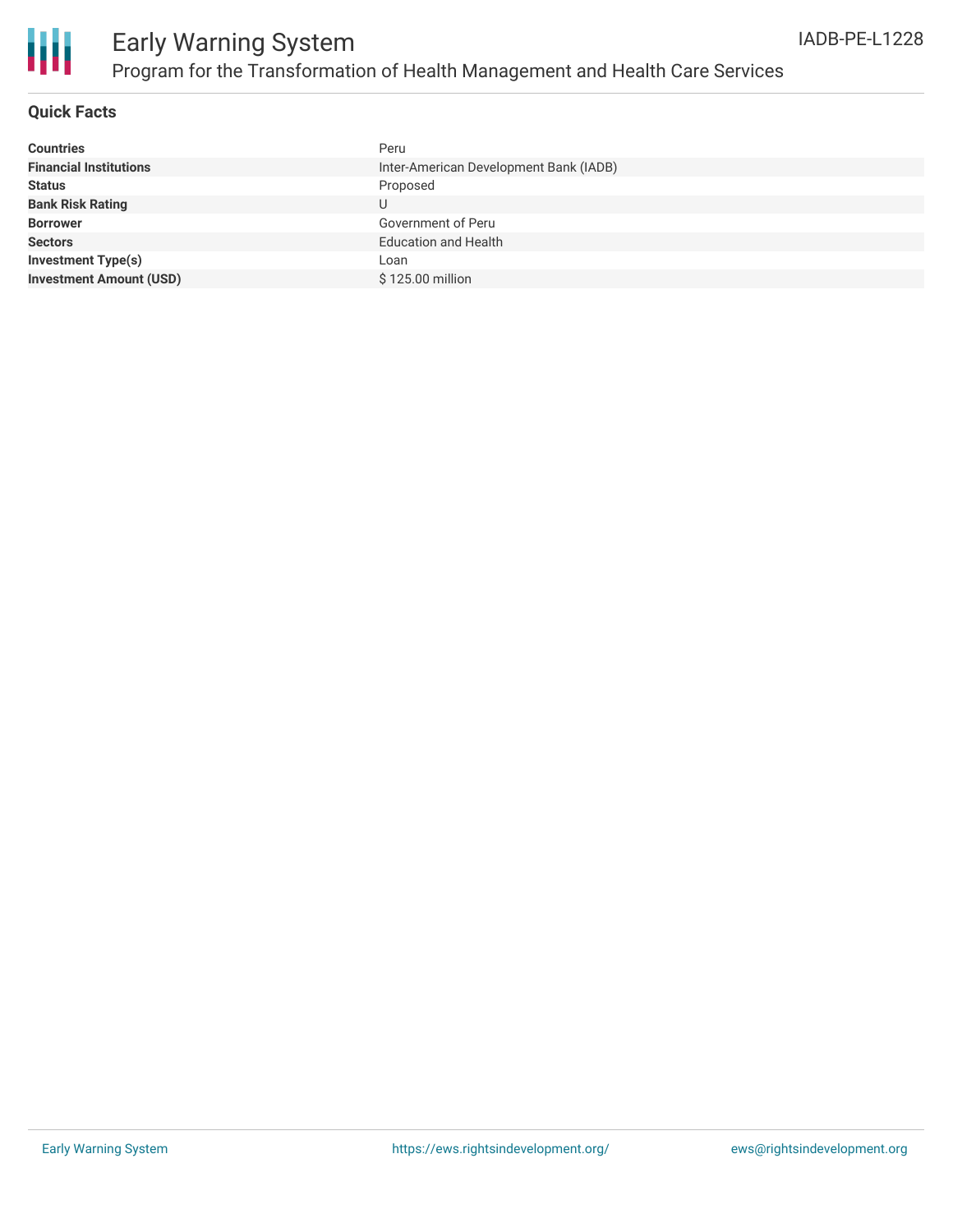# Early Warning System

## Program for the Transformation of Health Management and Health Care Services

IADB-PE-L1228

### Quick Facts

| | |
|---|---|
| **Countries** | Peru |
| **Financial Institutions** | Inter-American Development Bank (IADB) |
| **Status** | Proposed |
| **Bank Risk Rating** | U |
| **Borrower** | Government of Peru |
| **Sectors** | Education and Health |
| **Investment Type(s)** | Loan |
| **Investment Amount (USD)** | $ 125.00 million |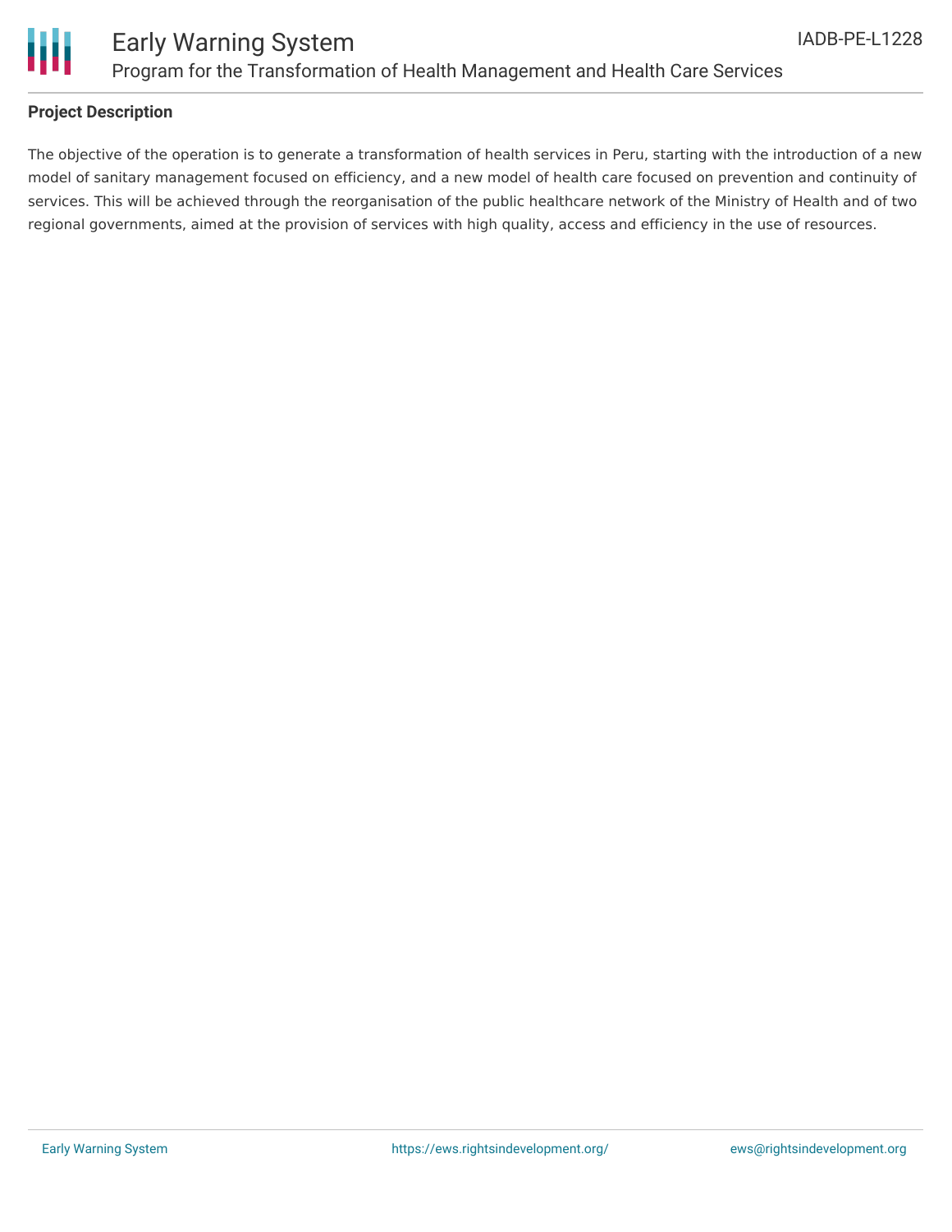## Project Description

The objective of the operation is to generate a transformation of health services in Peru, starting with the introduction of a new model of sanitary management focused on efficiency, and a new model of health care focused on prevention and continuity of services. This will be achieved through the reorganisation of the public healthcare network of the Ministry of Health and of two regional governments, aimed at the provision of services with high quality, access and efficiency in the use of resources.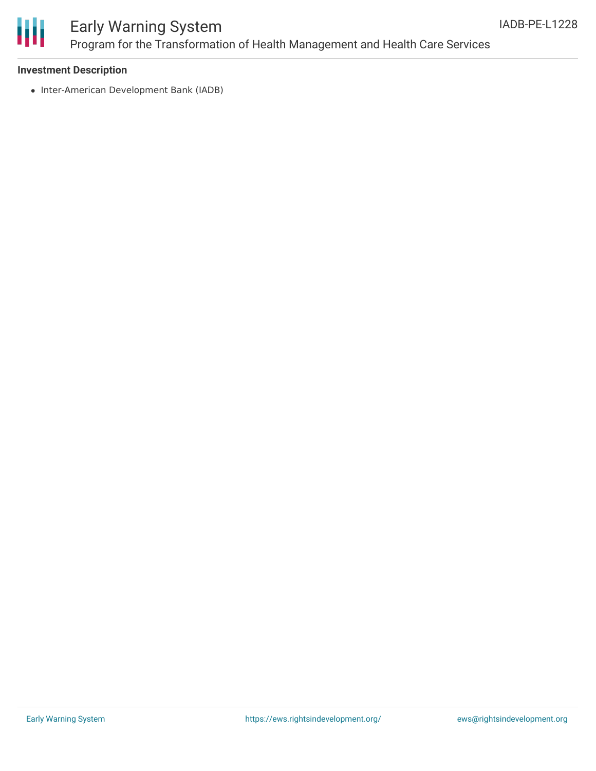**Investment Description**

- Inter-American Development Bank (IADB)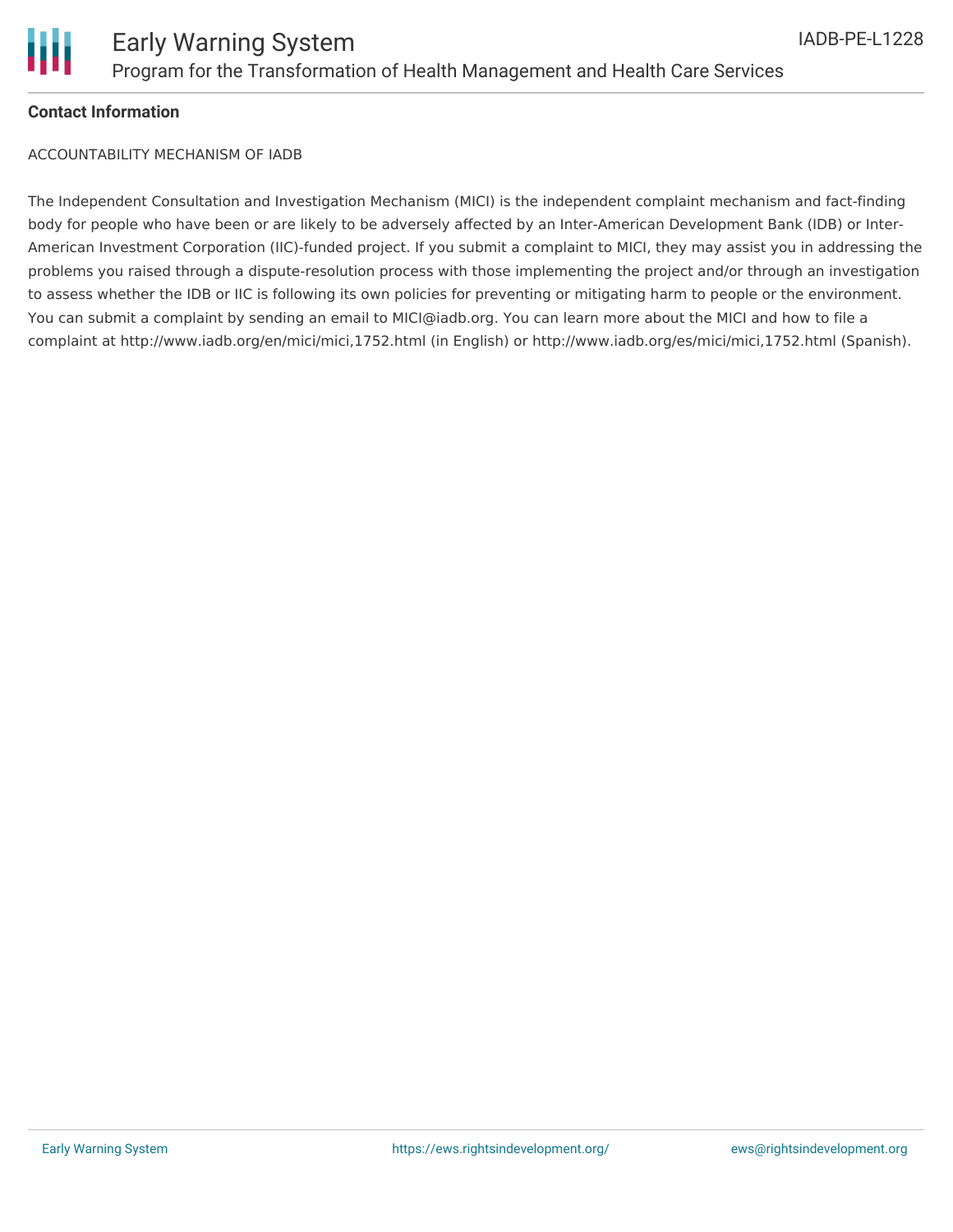**Contact Information**

ACCOUNTABILITY MECHANISM OF IADB

The Independent Consultation and Investigation Mechanism (MICI) is the independent complaint mechanism and fact-finding body for people who have been or are likely to be adversely affected by an Inter-American Development Bank (IDB) or Inter-American Investment Corporation (IIC)-funded project. If you submit a complaint to MICI, they may assist you in addressing the problems you raised through a dispute-resolution process with those implementing the project and/or through an investigation to assess whether the IDB or IIC is following its own policies for preventing or mitigating harm to people or the environment. You can submit a complaint by sending an email to MICI@iadb.org. You can learn more about the MICI and how to file a complaint at http://www.iadb.org/en/mici/mici,1752.html (in English) or http://www.iadb.org/es/mici/mici,1752.html (Spanish).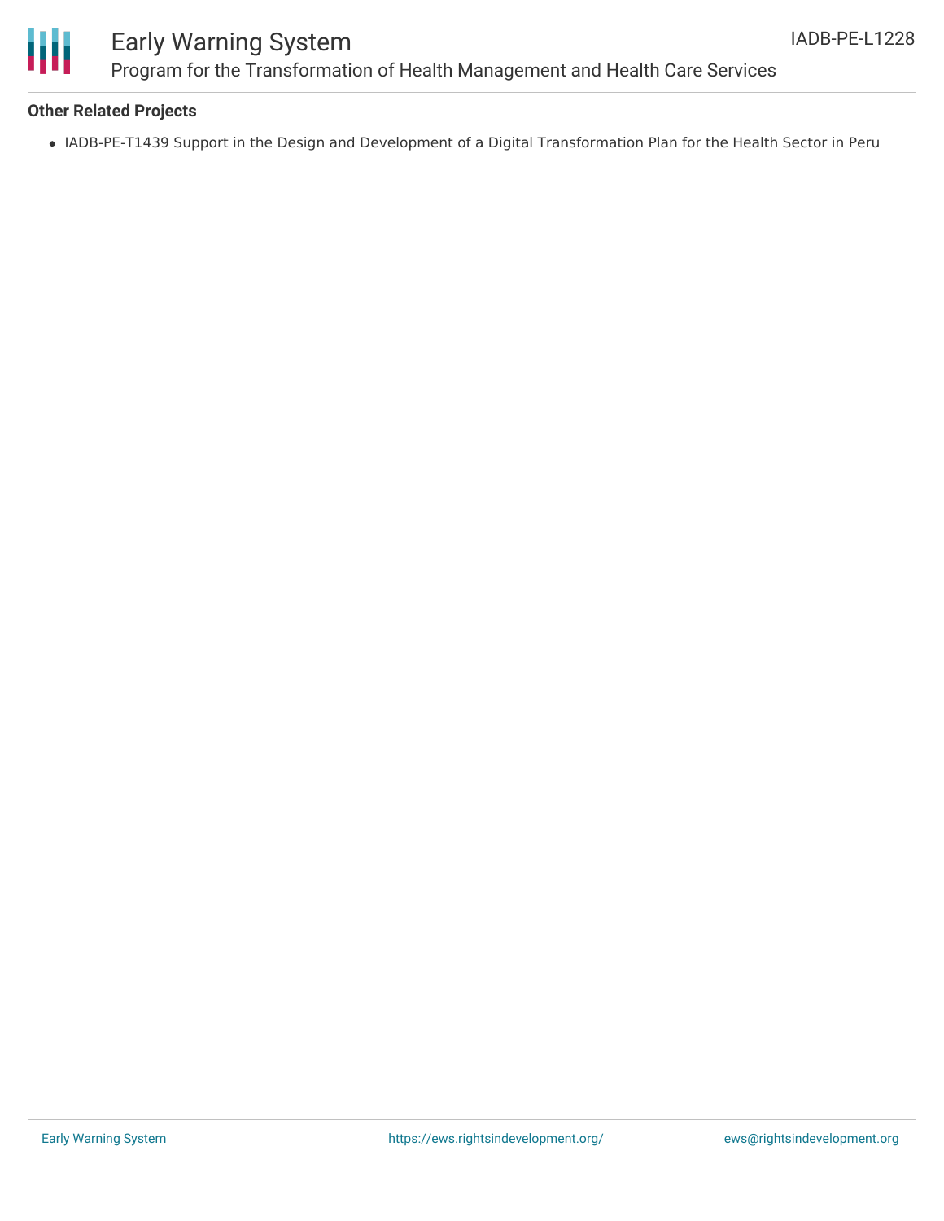**Other Related Projects**

- IADB-PE-T1439 Support in the Design and Development of a Digital Transformation Plan for the Health Sector in Peru